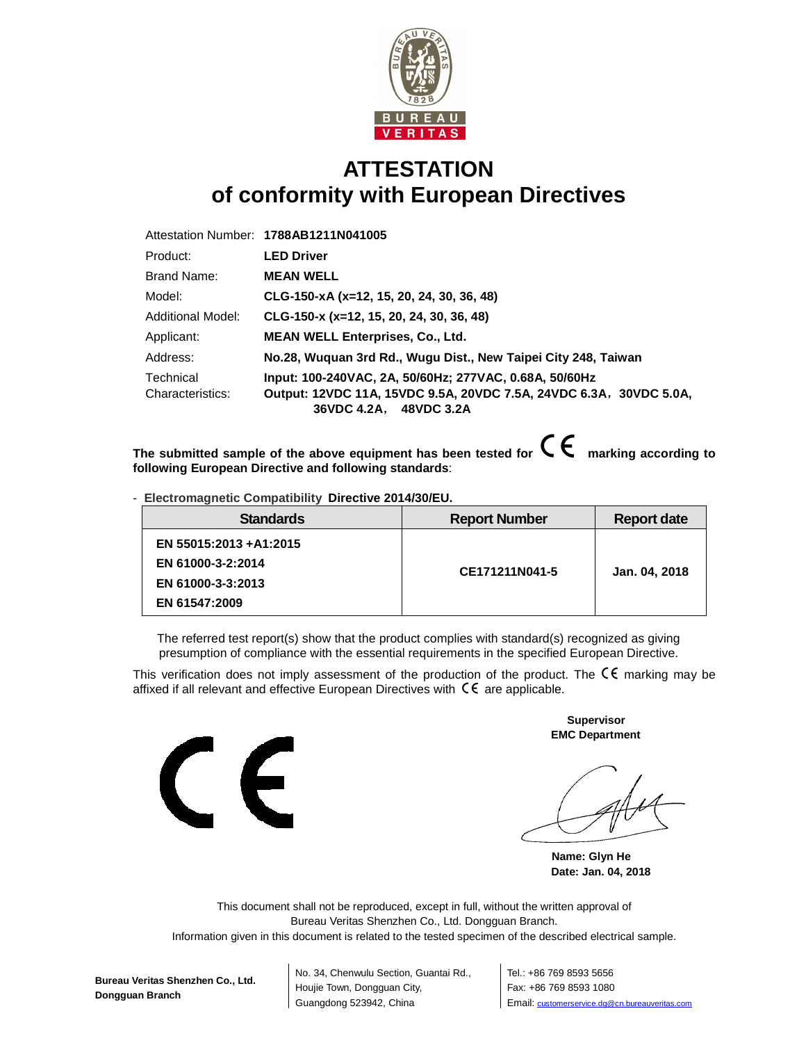BUREAU VERITAS

# ATTESTATION
## of conformity with European Directives

| | |
|---|---|
| Attestation Number: | **1788AB1211N041005** |
| Product: | **LED Driver** |
| Brand Name: | **MEAN WELL** |
| Model: | **CLG-150-xA (x=12, 15, 20, 24, 30, 36, 48)** |
| Additional Model: | **CLG-150-x (x=12, 15, 20, 24, 30, 36, 48)** |
| Applicant: | **MEAN WELL Enterprises, Co., Ltd.** |
| Address: | **No.28, Wuquan 3rd Rd., Wugu Dist., New Taipei City 248, Taiwan** |
| Technical Characteristics: | **Input: 100-240VAC, 2A, 50/60Hz; 277VAC, 0.68A, 50/60Hz**<br>**Output: 12VDC 11A, 15VDC 9.5A, 20VDC 7.5A, 24VDC 6.3A，30VDC 5.0A, 36VDC 4.2A， 48VDC 3.2A** |

**The submitted sample of the above equipment has been tested for CE marking according to following European Directive and following standards**:

- **Electromagnetic Compatibility Directive 2014/30/EU.**

| Standards | Report Number | Report date |
|---|---|---|
| EN 55015:2013 +A1:2015<br>EN 61000-3-2:2014<br>EN 61000-3-3:2013<br>EN 61547:2009 | CE171211N041-5 | Jan. 04, 2018 |

The referred test report(s) show that the product complies with standard(s) recognized as giving presumption of compliance with the essential requirements in the specified European Directive.

This verification does not imply assessment of the production of the product. The CE marking may be affixed if all relevant and effective European Directives with CE are applicable.

CE

**Supervisor**
**EMC Department**

**Name: Glyn He**
**Date: Jan. 04, 2018**

This document shall not be reproduced, except in full, without the written approval of Bureau Veritas Shenzhen Co., Ltd. Dongguan Branch.
Information given in this document is related to the tested specimen of the described electrical sample.

**Bureau Veritas Shenzhen Co., Ltd. Dongguan Branch**

No. 34, Chenwulu Section, Guantai Rd., Houjie Town, Dongguan City, Guangdong 523942, China

Tel.: +86 769 8593 5656
Fax: +86 769 8593 1080
Email: customerservice.dg@cn.bureauveritas.com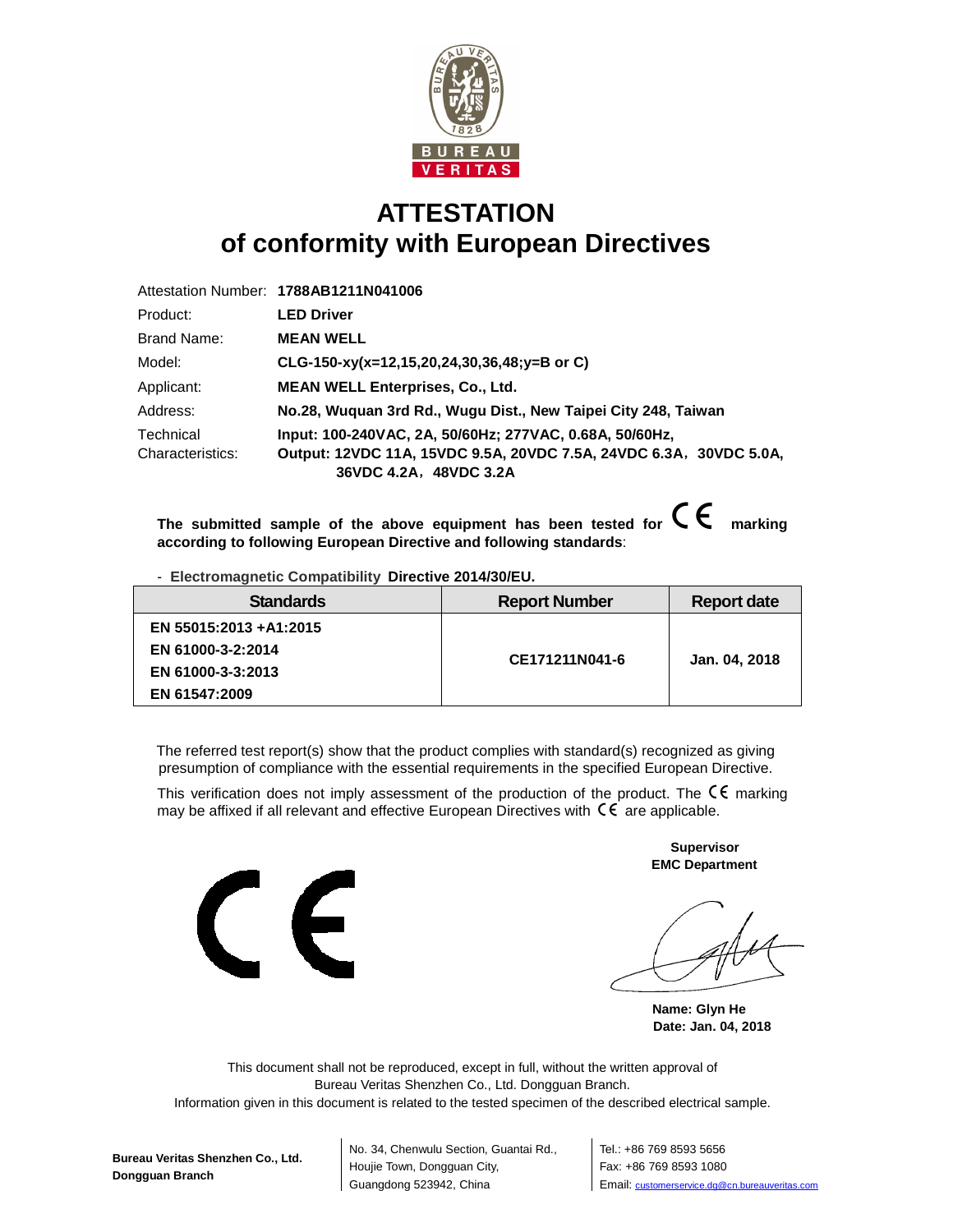BUREAU VERITAS

# ATTESTATION
# of conformity with European Directives

| | |
|---|---|
| Attestation Number: | **1788AB1211N041006** |
| Product: | **LED Driver** |
| Brand Name: | **MEAN WELL** |
| Model: | **CLG-150-xy(x=12,15,20,24,30,36,48;y=B or C)** |
| Applicant: | **MEAN WELL Enterprises, Co., Ltd.** |
| Address: | **No.28, Wuquan 3rd Rd., Wugu Dist., New Taipei City 248, Taiwan** |
| Technical Characteristics: | **Input: 100-240VAC, 2A, 50/60Hz; 277VAC, 0.68A, 50/60Hz, Output: 12VDC 11A, 15VDC 9.5A, 20VDC 7.5A, 24VDC 6.3A，30VDC 5.0A, 36VDC 4.2A，48VDC 3.2A** |

**The submitted sample of the above equipment has been tested for CE marking according to following European Directive and following standards**:

- **Electromagnetic Compatibility Directive 2014/30/EU.**

| Standards | Report Number | Report date |
|---|---|---|
| EN 55015:2013 +A1:2015<br>EN 61000-3-2:2014<br>EN 61000-3-3:2013<br>EN 61547:2009 | CE171211N041-6 | Jan. 04, 2018 |

The referred test report(s) show that the product complies with standard(s) recognized as giving presumption of compliance with the essential requirements in the specified European Directive.

This verification does not imply assessment of the production of the product. The CE marking may be affixed if all relevant and effective European Directives with CE are applicable.

**Supervisor**
**EMC Department**

**Name: Glyn He**
**Date: Jan. 04, 2018**

This document shall not be reproduced, except in full, without the written approval of Bureau Veritas Shenzhen Co., Ltd. Dongguan Branch.
Information given in this document is related to the tested specimen of the described electrical sample.

**Bureau Veritas Shenzhen Co., Ltd. Dongguan Branch**
No. 34, Chenwulu Section, Guantai Rd., Houjie Town, Dongguan City, Guangdong 523942, China
Tel.: +86 769 8593 5656
Fax: +86 769 8593 1080
Email: customerservice.dg@cn.bureauveritas.com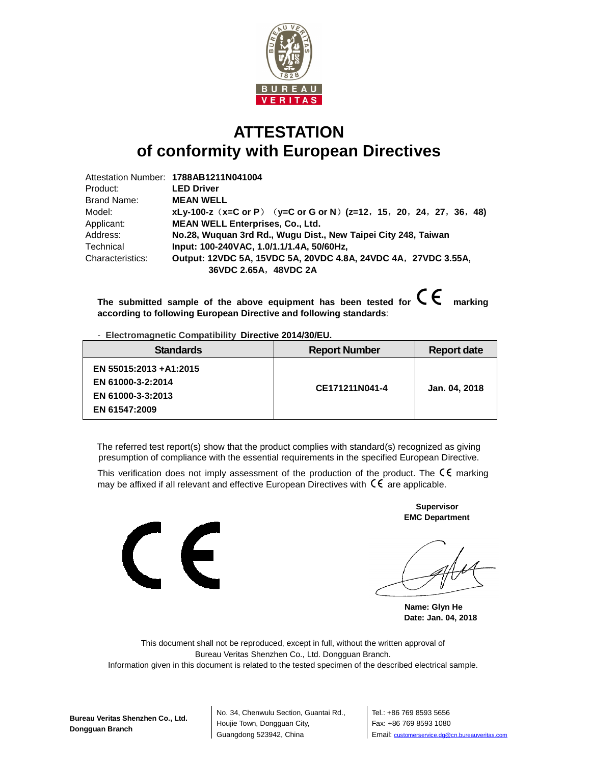# ATTESTATION
## of conformity with European Directives

| | |
|---|---|
| Attestation Number: | **1788AB1211N041004** |
| Product: | **LED Driver** |
| Brand Name: | **MEAN WELL** |
| Model: | **xLy-100-z（x=C or P）（y=C or G or N）(z=12，15，20，24，27，36，48)** |
| Applicant: | **MEAN WELL Enterprises, Co., Ltd.** |
| Address: | **No.28, Wuquan 3rd Rd., Wugu Dist., New Taipei City 248, Taiwan** |
| Technical Characteristics: | **Input: 100-240VAC, 1.0/1.1/1.4A, 50/60Hz,** **Output: 12VDC 5A, 15VDC 5A, 20VDC 4.8A, 24VDC 4A，27VDC 3.55A, 36VDC 2.65A，48VDC 2A** |

**The submitted sample of the above equipment has been tested for CE marking according to following European Directive and following standards**:

- **Electromagnetic Compatibility Directive 2014/30/EU.**

| Standards | Report Number | Report date |
|---|---|---|
| EN 55015:2013 +A1:2015<br>EN 61000-3-2:2014<br>EN 61000-3-3:2013<br>EN 61547:2009 | CE171211N041-4 | Jan. 04, 2018 |

The referred test report(s) show that the product complies with standard(s) recognized as giving presumption of compliance with the essential requirements in the specified European Directive.

This verification does not imply assessment of the production of the product. The CE marking may be affixed if all relevant and effective European Directives with CE are applicable.

CE

**Supervisor**
**EMC Department**

**Name: Glyn He**
**Date: Jan. 04, 2018**

This document shall not be reproduced, except in full, without the written approval of Bureau Veritas Shenzhen Co., Ltd. Dongguan Branch.
Information given in this document is related to the tested specimen of the described electrical sample.

**Bureau Veritas Shenzhen Co., Ltd. Dongguan Branch**

No. 34, Chenwulu Section, Guantai Rd., Houjie Town, Dongguan City, Guangdong 523942, China

Tel.: +86 769 8593 5656
Fax: +86 769 8593 1080
Email: customerservice.dg@cn.bureauveritas.com